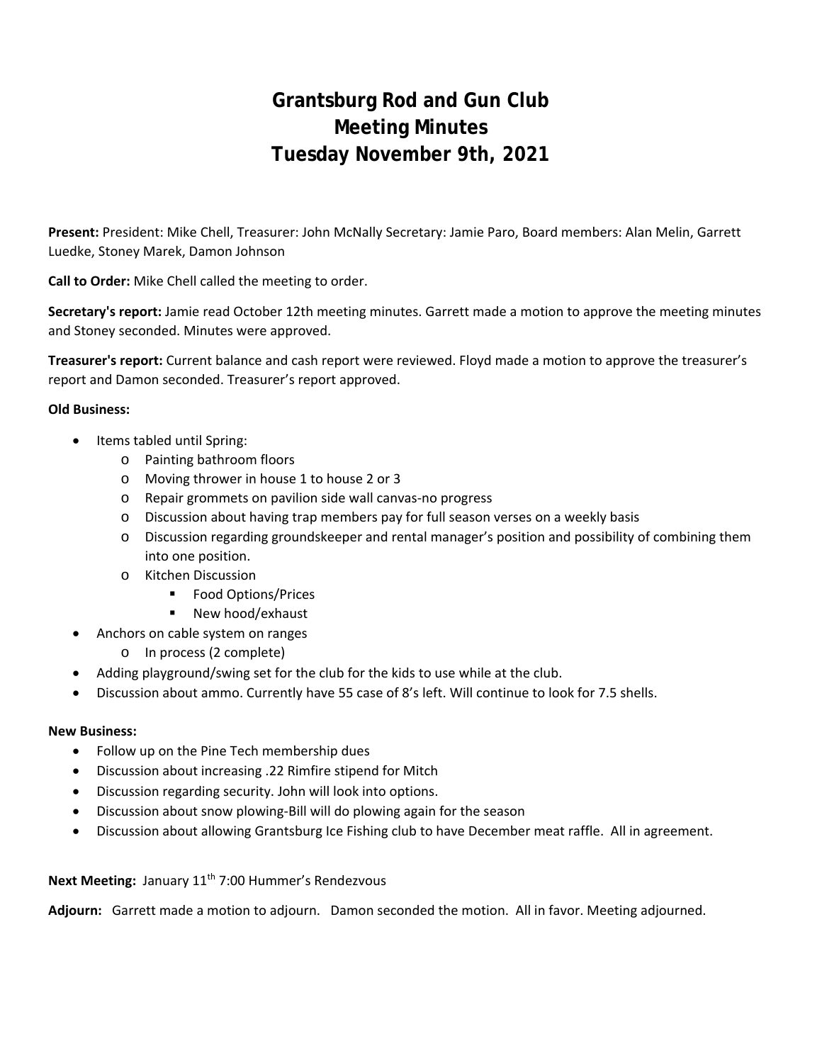# Grantsburg Rod and Gun Club
# Meeting Minutes
# Tuesday November 9th, 2021

**Present:** President: Mike Chell, Treasurer: John McNally Secretary: Jamie Paro, Board members: Alan Melin, Garrett Luedke, Stoney Marek, Damon Johnson

**Call to Order:** Mike Chell called the meeting to order.

**Secretary's report:** Jamie read October 12th meeting minutes. Garrett made a motion to approve the meeting minutes and Stoney seconded. Minutes were approved.

**Treasurer's report:** Current balance and cash report were reviewed. Floyd made a motion to approve the treasurer's report and Damon seconded. Treasurer's report approved.

**Old Business:**

- Items tabled until Spring:
  - Painting bathroom floors
  - Moving thrower in house 1 to house 2 or 3
  - Repair grommets on pavilion side wall canvas-no progress
  - Discussion about having trap members pay for full season verses on a weekly basis
  - Discussion regarding groundskeeper and rental manager's position and possibility of combining them into one position.
  - Kitchen Discussion
    - Food Options/Prices
    - New hood/exhaust
- Anchors on cable system on ranges
  - In process (2 complete)
- Adding playground/swing set for the club for the kids to use while at the club.
- Discussion about ammo. Currently have 55 case of 8's left. Will continue to look for 7.5 shells.

**New Business:**

- Follow up on the Pine Tech membership dues
- Discussion about increasing .22 Rimfire stipend for Mitch
- Discussion regarding security. John will look into options.
- Discussion about snow plowing-Bill will do plowing again for the season
- Discussion about allowing Grantsburg Ice Fishing club to have December meat raffle. All in agreement.

**Next Meeting:** January 11th 7:00 Hummer's Rendezvous

**Adjourn:** Garrett made a motion to adjourn. Damon seconded the motion. All in favor. Meeting adjourned.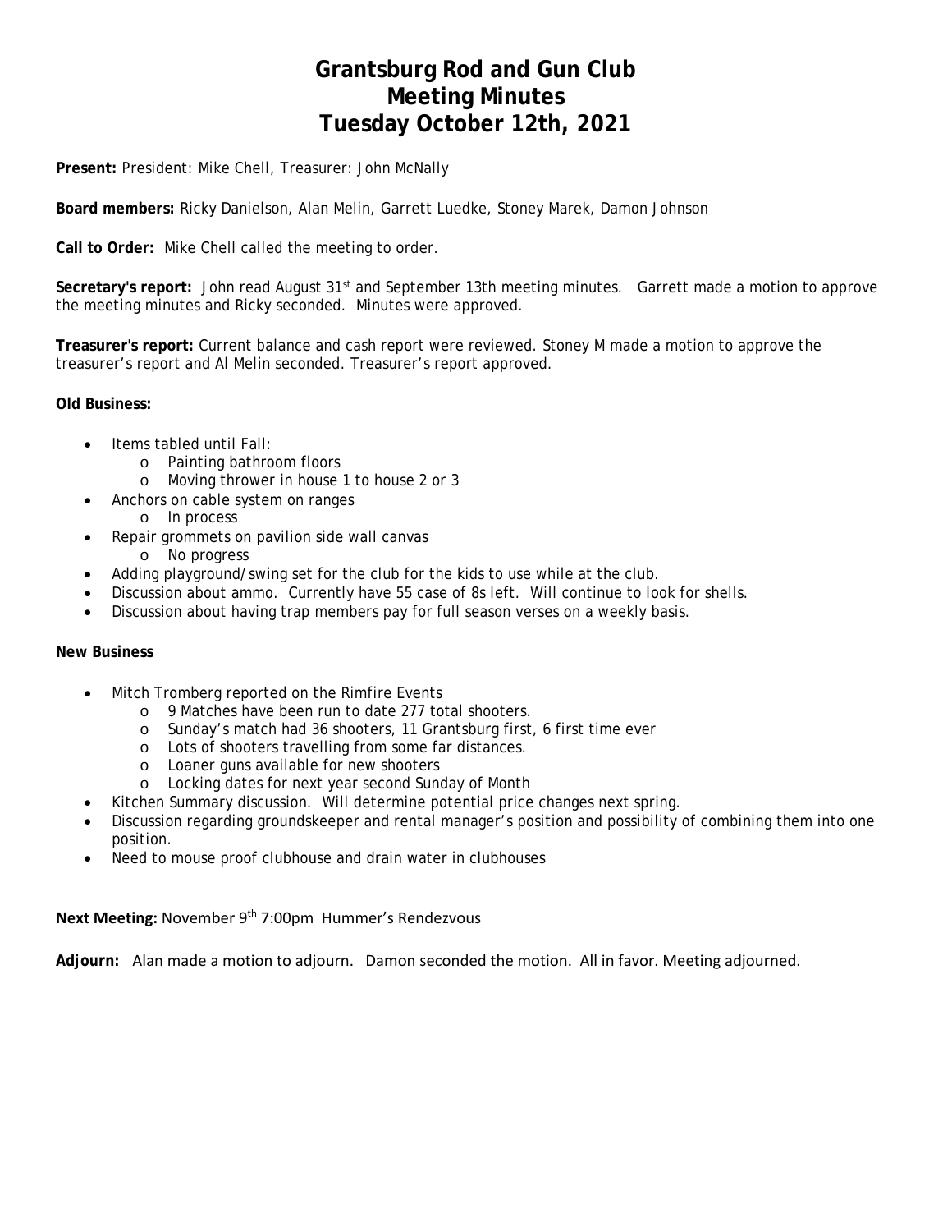# Grantsburg Rod and Gun Club
# Meeting Minutes
# Tuesday October 12th, 2021

**Present:** President: Mike Chell, Treasurer: John McNally

**Board members:** Ricky Danielson, Alan Melin, Garrett Luedke, Stoney Marek, Damon Johnson

**Call to Order:** Mike Chell called the meeting to order.

**Secretary's report:** John read August 31st and September 13th meeting minutes. Garrett made a motion to approve the meeting minutes and Ricky seconded. Minutes were approved.

**Treasurer's report:** Current balance and cash report were reviewed. Stoney M made a motion to approve the treasurer's report and Al Melin seconded. Treasurer's report approved.

**Old Business:**

- Items tabled until Fall:
  - Painting bathroom floors
  - Moving thrower in house 1 to house 2 or 3
- Anchors on cable system on ranges
  - In process
- Repair grommets on pavilion side wall canvas
  - No progress
- Adding playground/swing set for the club for the kids to use while at the club.
- Discussion about ammo. Currently have 55 case of 8s left. Will continue to look for shells.
- Discussion about having trap members pay for full season verses on a weekly basis.

**New Business**

- Mitch Tromberg reported on the Rimfire Events
  - 9 Matches have been run to date 277 total shooters.
  - Sunday's match had 36 shooters, 11 Grantsburg first, 6 first time ever
  - Lots of shooters travelling from some far distances.
  - Loaner guns available for new shooters
  - Locking dates for next year second Sunday of Month
- Kitchen Summary discussion. Will determine potential price changes next spring.
- Discussion regarding groundskeeper and rental manager's position and possibility of combining them into one position.
- Need to mouse proof clubhouse and drain water in clubhouses

**Next Meeting:** November 9th 7:00pm Hummer's Rendezvous

**Adjourn:** Alan made a motion to adjourn. Damon seconded the motion. All in favor. Meeting adjourned.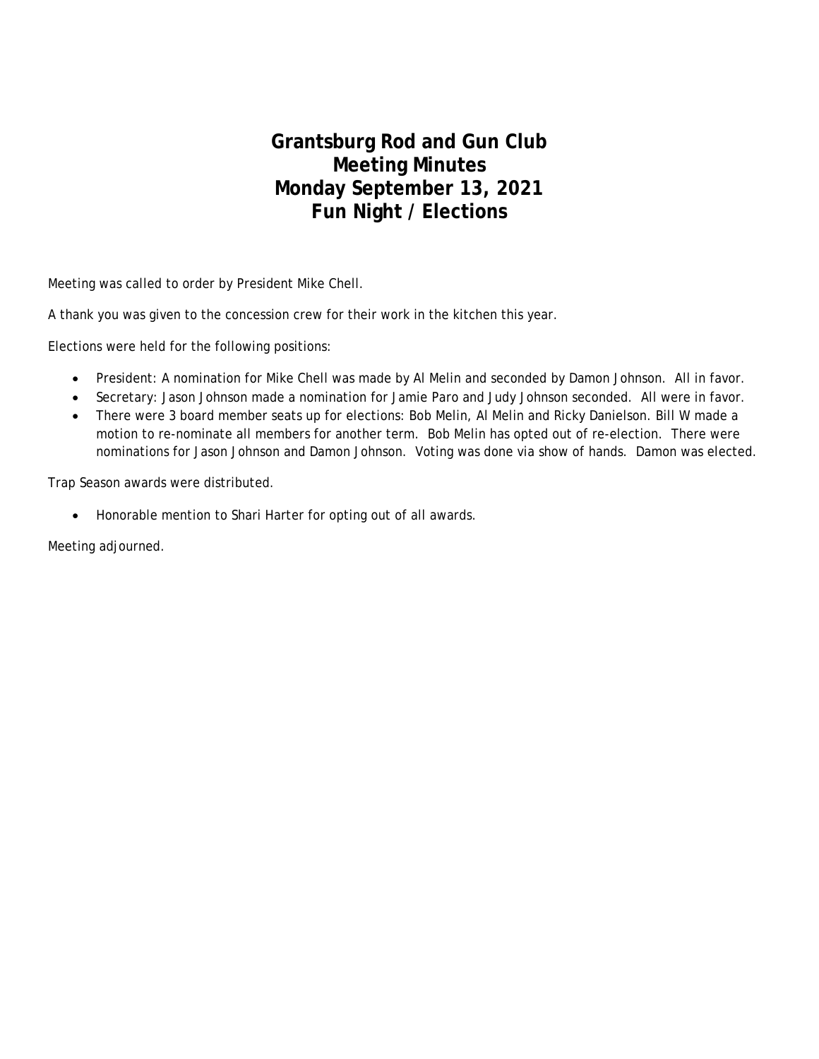# Grantsburg Rod and Gun Club
# Meeting Minutes
# Monday September 13, 2021
# Fun Night / Elections

Meeting was called to order by President Mike Chell.

A thank you was given to the concession crew for their work in the kitchen this year.

Elections were held for the following positions:

- President: A nomination for Mike Chell was made by Al Melin and seconded by Damon Johnson. All in favor.
- Secretary: Jason Johnson made a nomination for Jamie Paro and Judy Johnson seconded. All were in favor.
- There were 3 board member seats up for elections: Bob Melin, Al Melin and Ricky Danielson. Bill W made a motion to re-nominate all members for another term. Bob Melin has opted out of re-election. There were nominations for Jason Johnson and Damon Johnson. Voting was done via show of hands. Damon was elected.

Trap Season awards were distributed.

- Honorable mention to Shari Harter for opting out of all awards.

Meeting adjourned.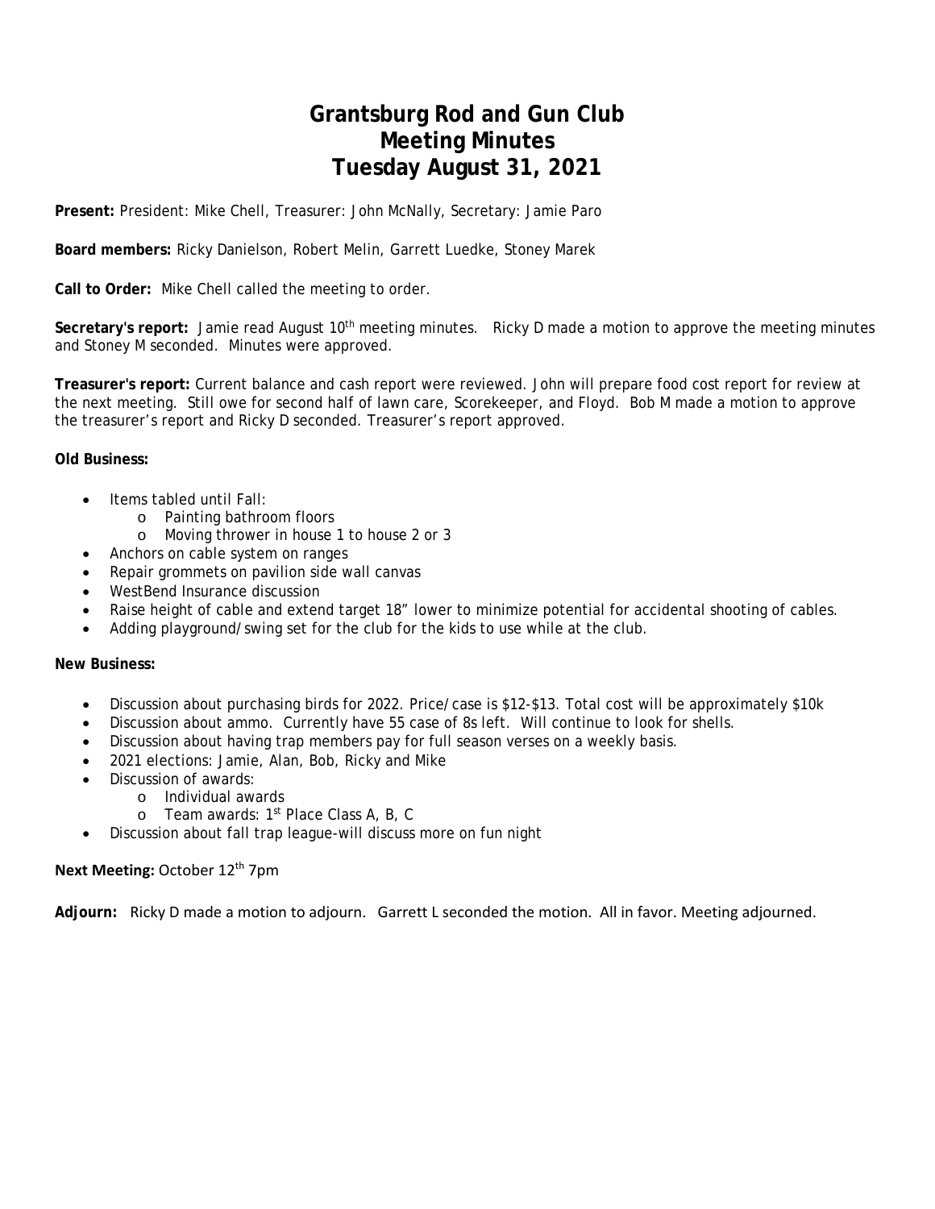# Grantsburg Rod and Gun Club
# Meeting Minutes
# Tuesday August 31, 2021

**Present:** President: Mike Chell, Treasurer: John McNally, Secretary: Jamie Paro

**Board members:** Ricky Danielson, Robert Melin, Garrett Luedke, Stoney Marek

**Call to Order:** Mike Chell called the meeting to order.

**Secretary's report:** Jamie read August 10th meeting minutes. Ricky D made a motion to approve the meeting minutes and Stoney M seconded. Minutes were approved.

**Treasurer's report:** Current balance and cash report were reviewed. John will prepare food cost report for review at the next meeting. Still owe for second half of lawn care, Scorekeeper, and Floyd. Bob M made a motion to approve the treasurer's report and Ricky D seconded. Treasurer's report approved.

**Old Business:**

- Items tabled until Fall:
  - Painting bathroom floors
  - Moving thrower in house 1 to house 2 or 3
- Anchors on cable system on ranges
- Repair grommets on pavilion side wall canvas
- WestBend Insurance discussion
- Raise height of cable and extend target 18" lower to minimize potential for accidental shooting of cables.
- Adding playground/swing set for the club for the kids to use while at the club.

**New Business:**

- Discussion about purchasing birds for 2022. Price/case is $12-$13. Total cost will be approximately $10k
- Discussion about ammo. Currently have 55 case of 8s left. Will continue to look for shells.
- Discussion about having trap members pay for full season verses on a weekly basis.
- 2021 elections: Jamie, Alan, Bob, Ricky and Mike
- Discussion of awards:
  - Individual awards
  - Team awards: 1st Place Class A, B, C
- Discussion about fall trap league-will discuss more on fun night

**Next Meeting:** October 12th 7pm

**Adjourn:** Ricky D made a motion to adjourn. Garrett L seconded the motion. All in favor. Meeting adjourned.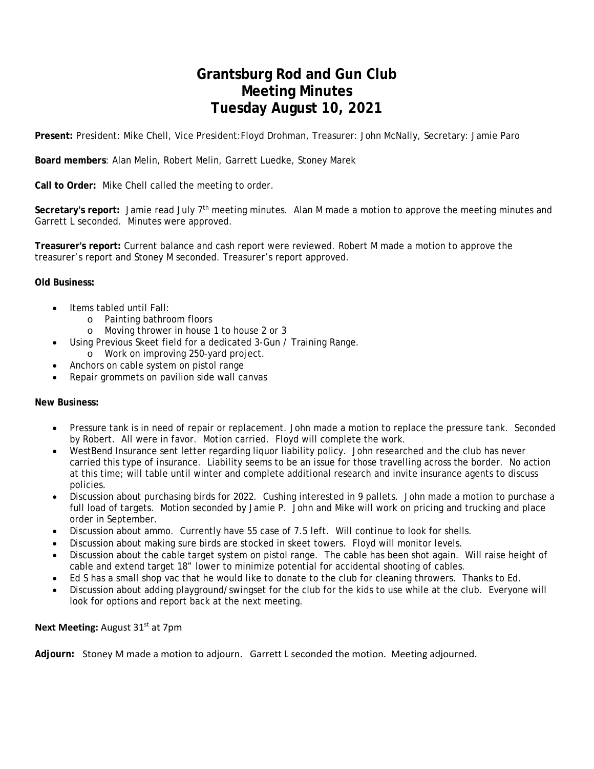# Grantsburg Rod and Gun Club
# Meeting Minutes
# Tuesday August 10, 2021

**Present:** President: Mike Chell, Vice President:Floyd Drohman, Treasurer: John McNally, Secretary: Jamie Paro

**Board members**: Alan Melin, Robert Melin, Garrett Luedke, Stoney Marek

**Call to Order:** Mike Chell called the meeting to order.

**Secretary's report:** Jamie read July 7th meeting minutes. Alan M made a motion to approve the meeting minutes and Garrett L seconded. Minutes were approved.

**Treasurer's report:** Current balance and cash report were reviewed. Robert M made a motion to approve the treasurer's report and Stoney M seconded. Treasurer's report approved.

**Old Business:**

- Items tabled until Fall:
  - Painting bathroom floors
  - Moving thrower in house 1 to house 2 or 3
- Using Previous Skeet field for a dedicated 3-Gun / Training Range.
  - Work on improving 250-yard project.
- Anchors on cable system on pistol range
- Repair grommets on pavilion side wall canvas

**New Business:**

- Pressure tank is in need of repair or replacement. John made a motion to replace the pressure tank. Seconded by Robert. All were in favor. Motion carried. Floyd will complete the work.
- WestBend Insurance sent letter regarding liquor liability policy. John researched and the club has never carried this type of insurance. Liability seems to be an issue for those travelling across the border. No action at this time; will table until winter and complete additional research and invite insurance agents to discuss policies.
- Discussion about purchasing birds for 2022. Cushing interested in 9 pallets. John made a motion to purchase a full load of targets. Motion seconded by Jamie P. John and Mike will work on pricing and trucking and place order in September.
- Discussion about ammo. Currently have 55 case of 7.5 left. Will continue to look for shells.
- Discussion about making sure birds are stocked in skeet towers. Floyd will monitor levels.
- Discussion about the cable target system on pistol range. The cable has been shot again. Will raise height of cable and extend target 18" lower to minimize potential for accidental shooting of cables.
- Ed S has a small shop vac that he would like to donate to the club for cleaning throwers. Thanks to Ed.
- Discussion about adding playground/swingset for the club for the kids to use while at the club. Everyone will look for options and report back at the next meeting.

**Next Meeting:** August 31st at 7pm

**Adjourn:** Stoney M made a motion to adjourn. Garrett L seconded the motion. Meeting adjourned.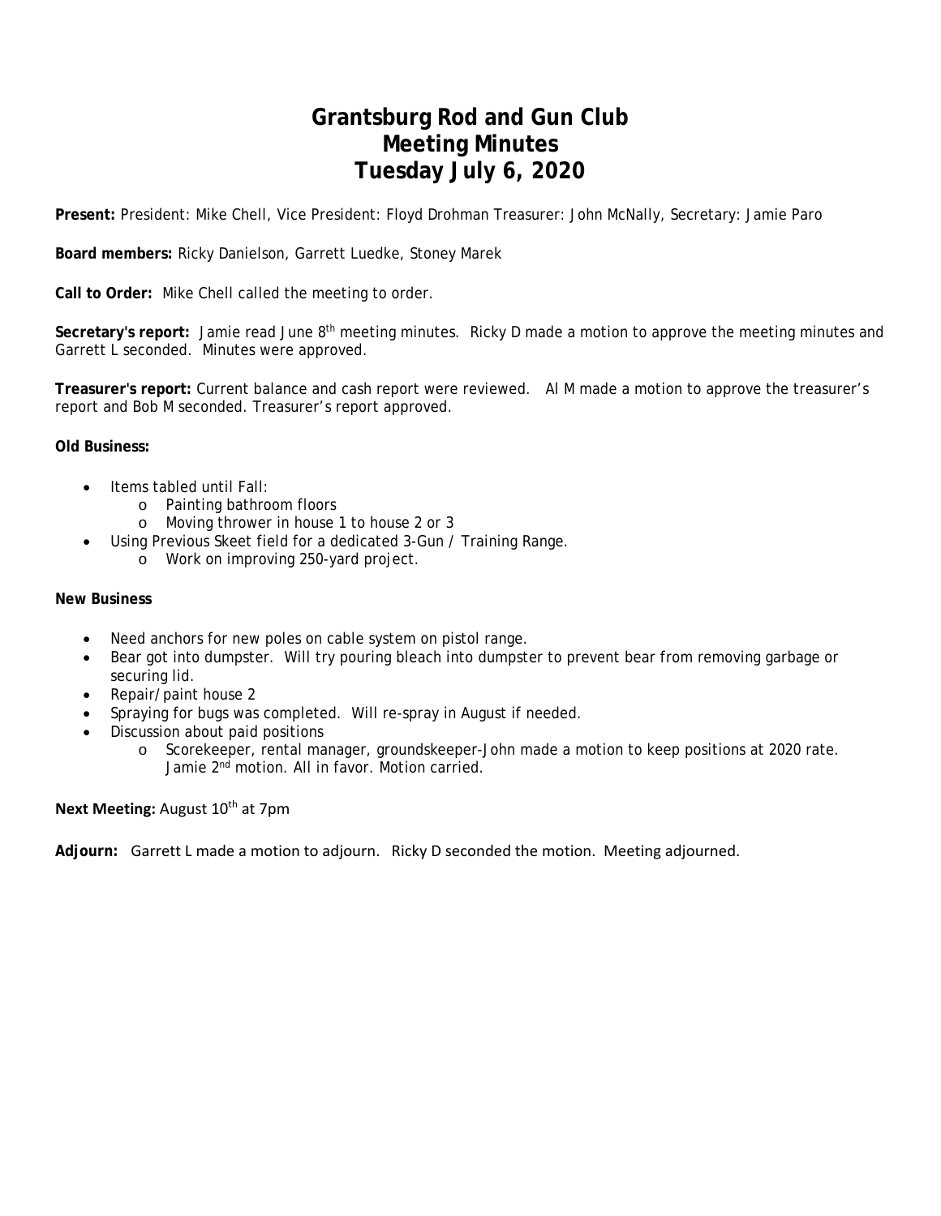# Grantsburg Rod and Gun Club
# Meeting Minutes
# Tuesday July 6, 2020

**Present:** President: Mike Chell, Vice President: Floyd Drohman Treasurer: John McNally, Secretary: Jamie Paro

**Board members:** Ricky Danielson, Garrett Luedke, Stoney Marek

**Call to Order:** Mike Chell called the meeting to order.

**Secretary's report:** Jamie read June 8th meeting minutes. Ricky D made a motion to approve the meeting minutes and Garrett L seconded. Minutes were approved.

**Treasurer's report:** Current balance and cash report were reviewed. Al M made a motion to approve the treasurer's report and Bob M seconded. Treasurer's report approved.

**Old Business:**

- Items tabled until Fall:
  - Painting bathroom floors
  - Moving thrower in house 1 to house 2 or 3
- Using Previous Skeet field for a dedicated 3-Gun / Training Range.
  - Work on improving 250-yard project.

**New Business**

- Need anchors for new poles on cable system on pistol range.
- Bear got into dumpster. Will try pouring bleach into dumpster to prevent bear from removing garbage or securing lid.
- Repair/paint house 2
- Spraying for bugs was completed. Will re-spray in August if needed.
- Discussion about paid positions
  - Scorekeeper, rental manager, groundskeeper-John made a motion to keep positions at 2020 rate. Jamie 2nd motion. All in favor. Motion carried.

**Next Meeting:** August 10th at 7pm

**Adjourn:** Garrett L made a motion to adjourn. Ricky D seconded the motion. Meeting adjourned.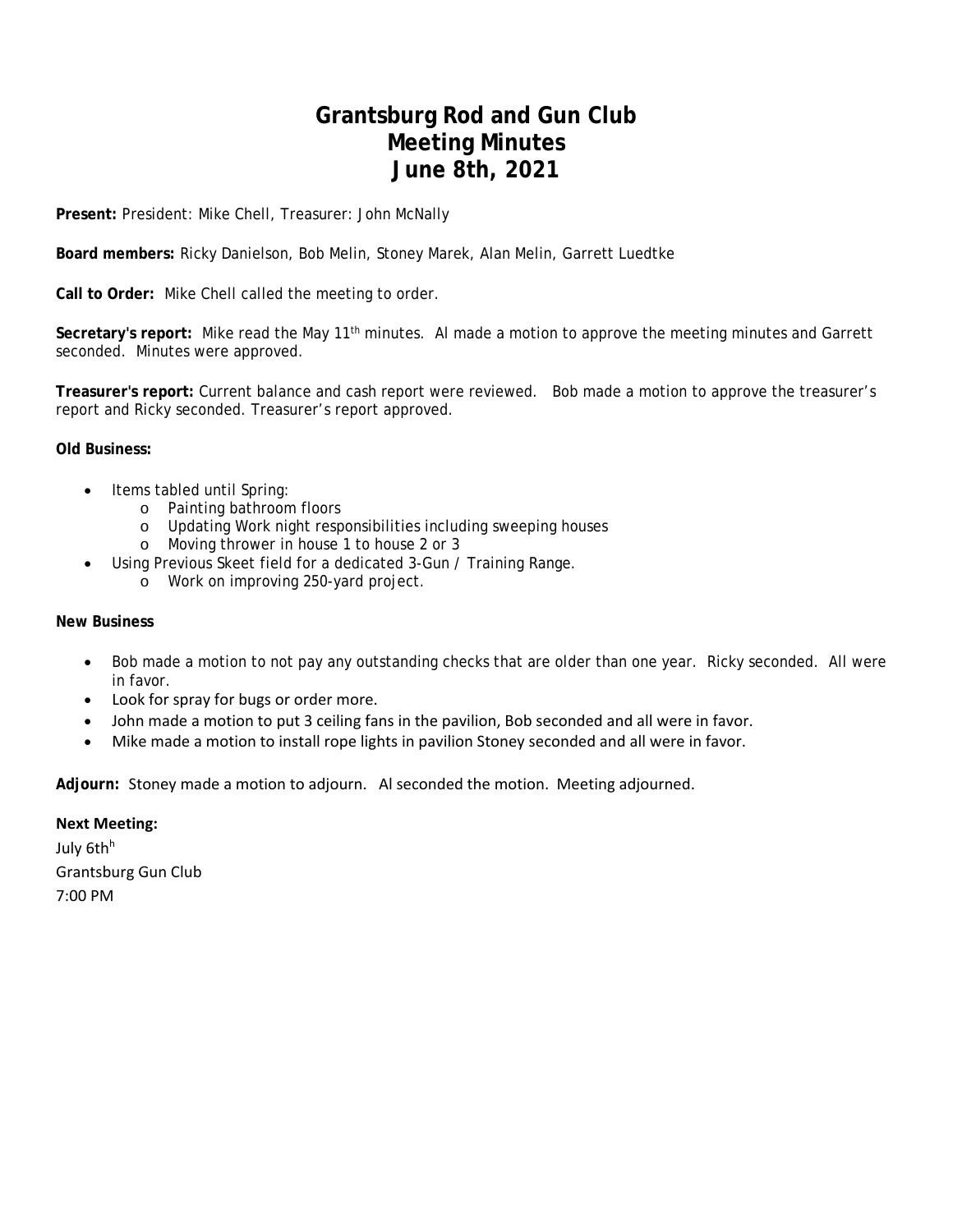# Grantsburg Rod and Gun Club
# Meeting Minutes
# June 8th, 2021

**Present:** President: Mike Chell, Treasurer: John McNally

**Board members:** Ricky Danielson, Bob Melin, Stoney Marek, Alan Melin, Garrett Luedtke

**Call to Order:** Mike Chell called the meeting to order.

**Secretary's report:** Mike read the May 11th minutes. Al made a motion to approve the meeting minutes and Garrett seconded. Minutes were approved.

**Treasurer's report:** Current balance and cash report were reviewed. Bob made a motion to approve the treasurer's report and Ricky seconded. Treasurer's report approved.

**Old Business:**

- Items tabled until Spring:
  - Painting bathroom floors
  - Updating Work night responsibilities including sweeping houses
  - Moving thrower in house 1 to house 2 or 3
- Using Previous Skeet field for a dedicated 3-Gun / Training Range.
  - Work on improving 250-yard project.

**New Business**

- Bob made a motion to not pay any outstanding checks that are older than one year. Ricky seconded. All were in favor.
- Look for spray for bugs or order more.
- John made a motion to put 3 ceiling fans in the pavilion, Bob seconded and all were in favor.
- Mike made a motion to install rope lights in pavilion Stoney seconded and all were in favor.

**Adjourn:** Stoney made a motion to adjourn. Al seconded the motion. Meeting adjourned.

**Next Meeting:**

July 6thh
Grantsburg Gun Club
7:00 PM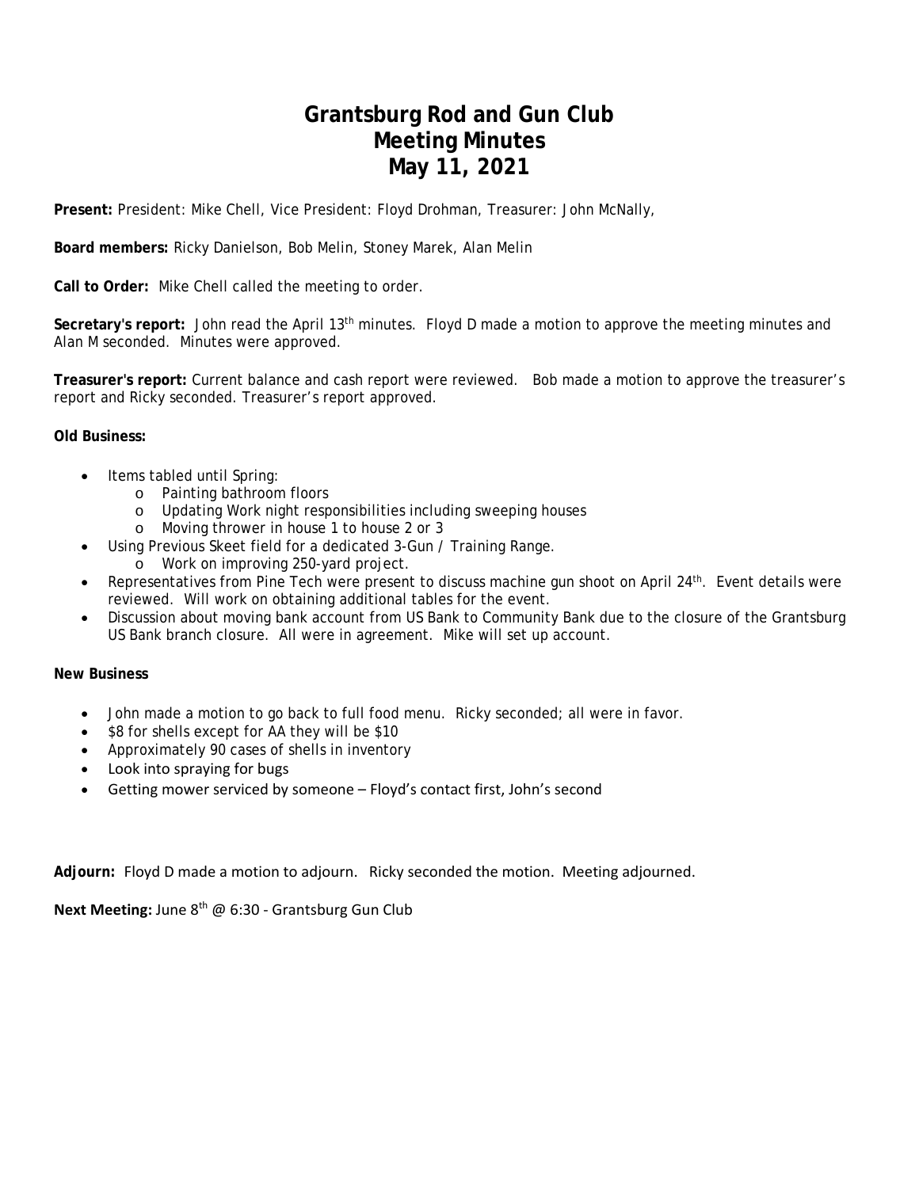# Grantsburg Rod and Gun Club
## Meeting Minutes
## May 11, 2021

**Present:** President: Mike Chell, Vice President: Floyd Drohman, Treasurer: John McNally,

**Board members:** Ricky Danielson, Bob Melin, Stoney Marek, Alan Melin

**Call to Order:** Mike Chell called the meeting to order.

**Secretary's report:** John read the April 13th minutes. Floyd D made a motion to approve the meeting minutes and Alan M seconded. Minutes were approved.

**Treasurer's report:** Current balance and cash report were reviewed. Bob made a motion to approve the treasurer's report and Ricky seconded. Treasurer's report approved.

**Old Business:**

- Items tabled until Spring:
  - Painting bathroom floors
  - Updating Work night responsibilities including sweeping houses
  - Moving thrower in house 1 to house 2 or 3
- Using Previous Skeet field for a dedicated 3-Gun / Training Range.
  - Work on improving 250-yard project.
- Representatives from Pine Tech were present to discuss machine gun shoot on April 24th. Event details were reviewed. Will work on obtaining additional tables for the event.
- Discussion about moving bank account from US Bank to Community Bank due to the closure of the Grantsburg US Bank branch closure. All were in agreement. Mike will set up account.

**New Business**

- John made a motion to go back to full food menu. Ricky seconded; all were in favor.
- $8 for shells except for AA they will be $10
- Approximately 90 cases of shells in inventory
- Look into spraying for bugs
- Getting mower serviced by someone – Floyd's contact first, John's second

**Adjourn:** Floyd D made a motion to adjourn. Ricky seconded the motion. Meeting adjourned.

**Next Meeting:** June 8th @ 6:30 - Grantsburg Gun Club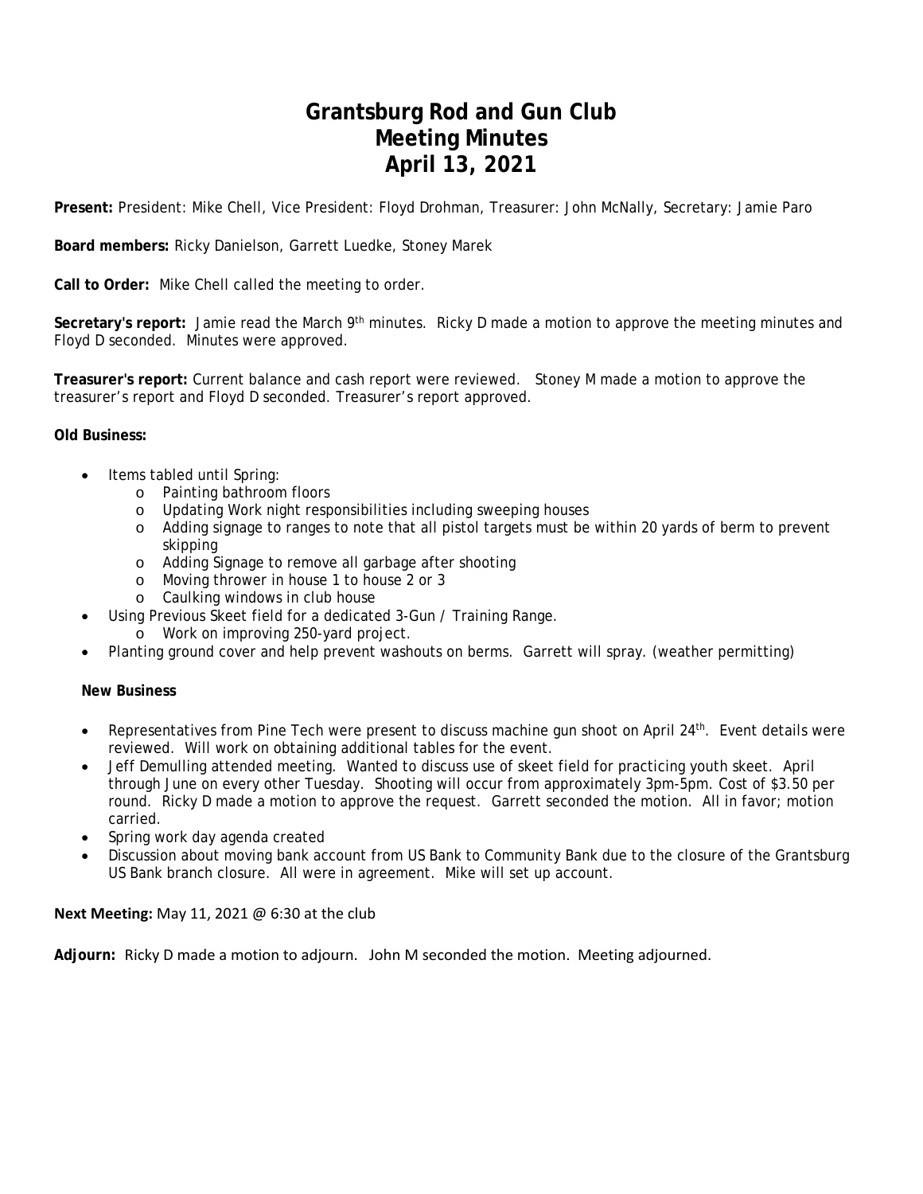# Grantsburg Rod and Gun Club
# Meeting Minutes
# April 13, 2021

**Present:** President: Mike Chell, Vice President: Floyd Drohman, Treasurer: John McNally, Secretary: Jamie Paro

**Board members:** Ricky Danielson, Garrett Luedke, Stoney Marek

**Call to Order:** Mike Chell called the meeting to order.

**Secretary's report:** Jamie read the March 9th minutes. Ricky D made a motion to approve the meeting minutes and Floyd D seconded. Minutes were approved.

**Treasurer's report:** Current balance and cash report were reviewed. Stoney M made a motion to approve the treasurer's report and Floyd D seconded. Treasurer's report approved.

**Old Business:**

- Items tabled until Spring:
  - Painting bathroom floors
  - Updating Work night responsibilities including sweeping houses
  - Adding signage to ranges to note that all pistol targets must be within 20 yards of berm to prevent skipping
  - Adding Signage to remove all garbage after shooting
  - Moving thrower in house 1 to house 2 or 3
  - Caulking windows in club house
- Using Previous Skeet field for a dedicated 3-Gun / Training Range.
  - Work on improving 250-yard project.
- Planting ground cover and help prevent washouts on berms. Garrett will spray. (weather permitting)

**New Business**

- Representatives from Pine Tech were present to discuss machine gun shoot on April 24th. Event details were reviewed. Will work on obtaining additional tables for the event.
- Jeff Demulling attended meeting. Wanted to discuss use of skeet field for practicing youth skeet. April through June on every other Tuesday. Shooting will occur from approximately 3pm-5pm. Cost of $3.50 per round. Ricky D made a motion to approve the request. Garrett seconded the motion. All in favor; motion carried.
- Spring work day agenda created
- Discussion about moving bank account from US Bank to Community Bank due to the closure of the Grantsburg US Bank branch closure. All were in agreement. Mike will set up account.

**Next Meeting:** May 11, 2021 @ 6:30 at the club

**Adjourn:** Ricky D made a motion to adjourn. John M seconded the motion. Meeting adjourned.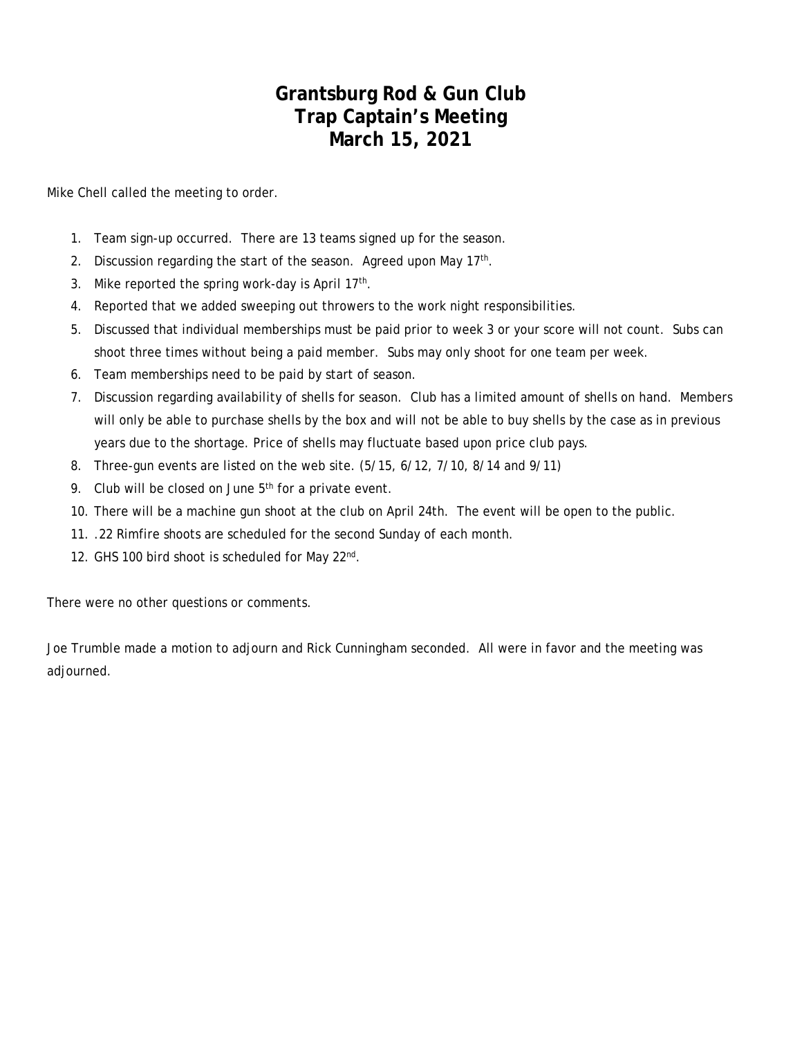# Grantsburg Rod & Gun Club
# Trap Captain's Meeting
# March 15, 2021

Mike Chell called the meeting to order.

1. Team sign-up occurred. There are 13 teams signed up for the season.
2. Discussion regarding the start of the season. Agreed upon May 17th.
3. Mike reported the spring work-day is April 17th.
4. Reported that we added sweeping out throwers to the work night responsibilities.
5. Discussed that individual memberships must be paid prior to week 3 or your score will not count. Subs can shoot three times without being a paid member. Subs may only shoot for one team per week.
6. Team memberships need to be paid by start of season.
7. Discussion regarding availability of shells for season. Club has a limited amount of shells on hand. Members will only be able to purchase shells by the box and will not be able to buy shells by the case as in previous years due to the shortage. Price of shells may fluctuate based upon price club pays.
8. Three-gun events are listed on the web site. (5/15, 6/12, 7/10, 8/14 and 9/11)
9. Club will be closed on June 5th for a private event.
10. There will be a machine gun shoot at the club on April 24th. The event will be open to the public.
11. .22 Rimfire shoots are scheduled for the second Sunday of each month.
12. GHS 100 bird shoot is scheduled for May 22nd.

There were no other questions or comments.

Joe Trumble made a motion to adjourn and Rick Cunningham seconded. All were in favor and the meeting was adjourned.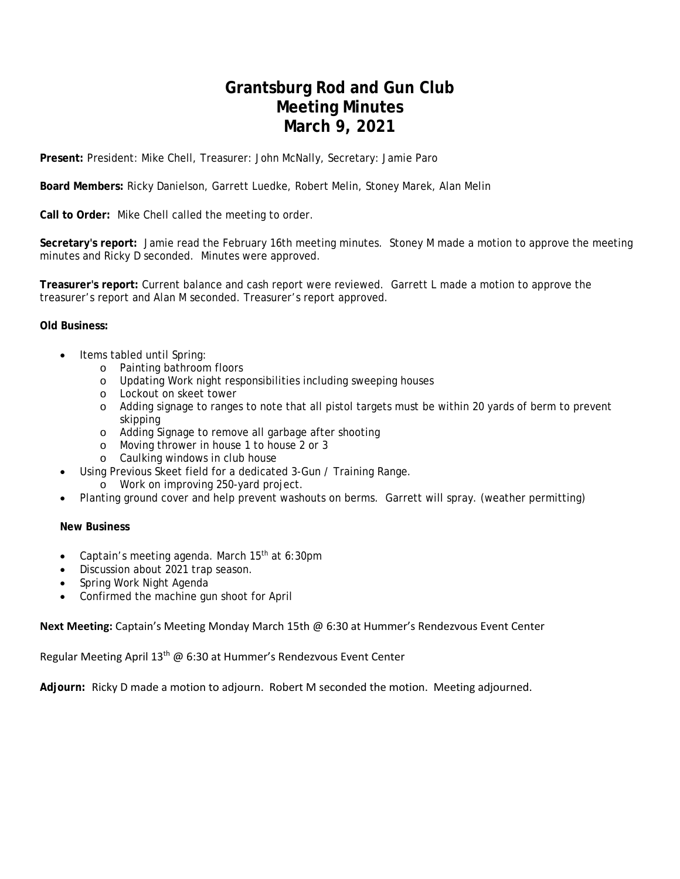# Grantsburg Rod and Gun Club
# Meeting Minutes
# March 9, 2021

**Present:** President: Mike Chell, Treasurer: John McNally, Secretary: Jamie Paro

**Board Members:** Ricky Danielson, Garrett Luedke, Robert Melin, Stoney Marek, Alan Melin

**Call to Order:** Mike Chell called the meeting to order.

**Secretary's report:** Jamie read the February 16th meeting minutes. Stoney M made a motion to approve the meeting minutes and Ricky D seconded. Minutes were approved.

**Treasurer's report:** Current balance and cash report were reviewed. Garrett L made a motion to approve the treasurer's report and Alan M seconded. Treasurer's report approved.

**Old Business:**

- Items tabled until Spring:
  - Painting bathroom floors
  - Updating Work night responsibilities including sweeping houses
  - Lockout on skeet tower
  - Adding signage to ranges to note that all pistol targets must be within 20 yards of berm to prevent skipping
  - Adding Signage to remove all garbage after shooting
  - Moving thrower in house 1 to house 2 or 3
  - Caulking windows in club house
- Using Previous Skeet field for a dedicated 3-Gun / Training Range.
  - Work on improving 250-yard project.
- Planting ground cover and help prevent washouts on berms. Garrett will spray. (weather permitting)

**New Business**

- Captain's meeting agenda. March 15th at 6:30pm
- Discussion about 2021 trap season.
- Spring Work Night Agenda
- Confirmed the machine gun shoot for April

**Next Meeting:** Captain's Meeting Monday March 15th @ 6:30 at Hummer's Rendezvous Event Center

Regular Meeting April 13th @ 6:30 at Hummer's Rendezvous Event Center

**Adjourn:** Ricky D made a motion to adjourn. Robert M seconded the motion. Meeting adjourned.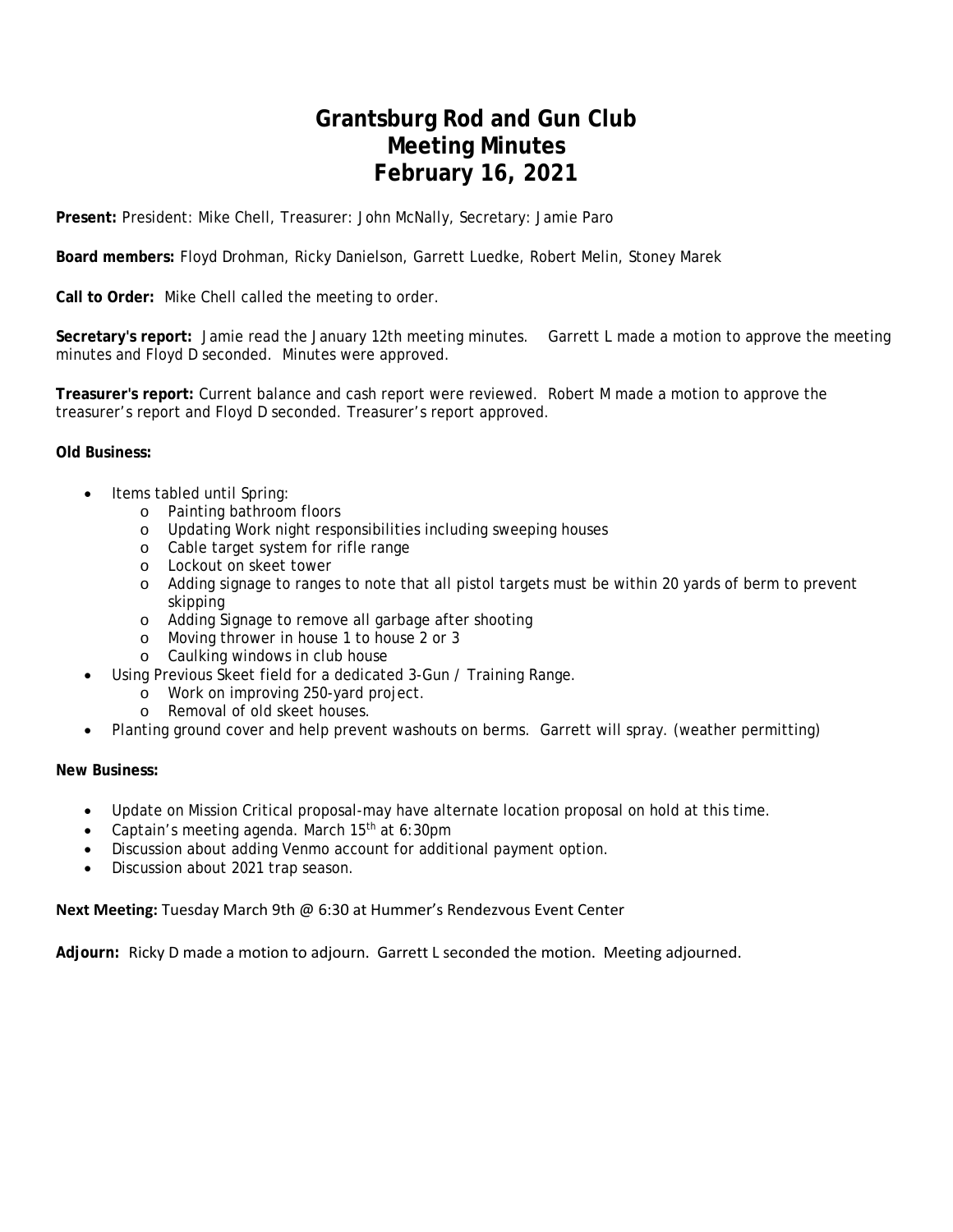# Grantsburg Rod and Gun Club
# Meeting Minutes
# February 16, 2021

**Present:** President: Mike Chell, Treasurer: John McNally, Secretary: Jamie Paro

**Board members:** Floyd Drohman, Ricky Danielson, Garrett Luedke, Robert Melin, Stoney Marek

**Call to Order:** Mike Chell called the meeting to order.

**Secretary's report:** Jamie read the January 12th meeting minutes. Garrett L made a motion to approve the meeting minutes and Floyd D seconded. Minutes were approved.

**Treasurer's report:** Current balance and cash report were reviewed. Robert M made a motion to approve the treasurer's report and Floyd D seconded. Treasurer's report approved.

**Old Business:**

- Items tabled until Spring:
  - Painting bathroom floors
  - Updating Work night responsibilities including sweeping houses
  - Cable target system for rifle range
  - Lockout on skeet tower
  - Adding signage to ranges to note that all pistol targets must be within 20 yards of berm to prevent skipping
  - Adding Signage to remove all garbage after shooting
  - Moving thrower in house 1 to house 2 or 3
  - Caulking windows in club house
- Using Previous Skeet field for a dedicated 3-Gun / Training Range.
  - Work on improving 250-yard project.
  - Removal of old skeet houses.
- Planting ground cover and help prevent washouts on berms. Garrett will spray. (weather permitting)

**New Business:**

- Update on Mission Critical proposal-may have alternate location proposal on hold at this time.
- Captain's meeting agenda. March 15th at 6:30pm
- Discussion about adding Venmo account for additional payment option.
- Discussion about 2021 trap season.

**Next Meeting:** Tuesday March 9th @ 6:30 at Hummer's Rendezvous Event Center

**Adjourn:** Ricky D made a motion to adjourn. Garrett L seconded the motion. Meeting adjourned.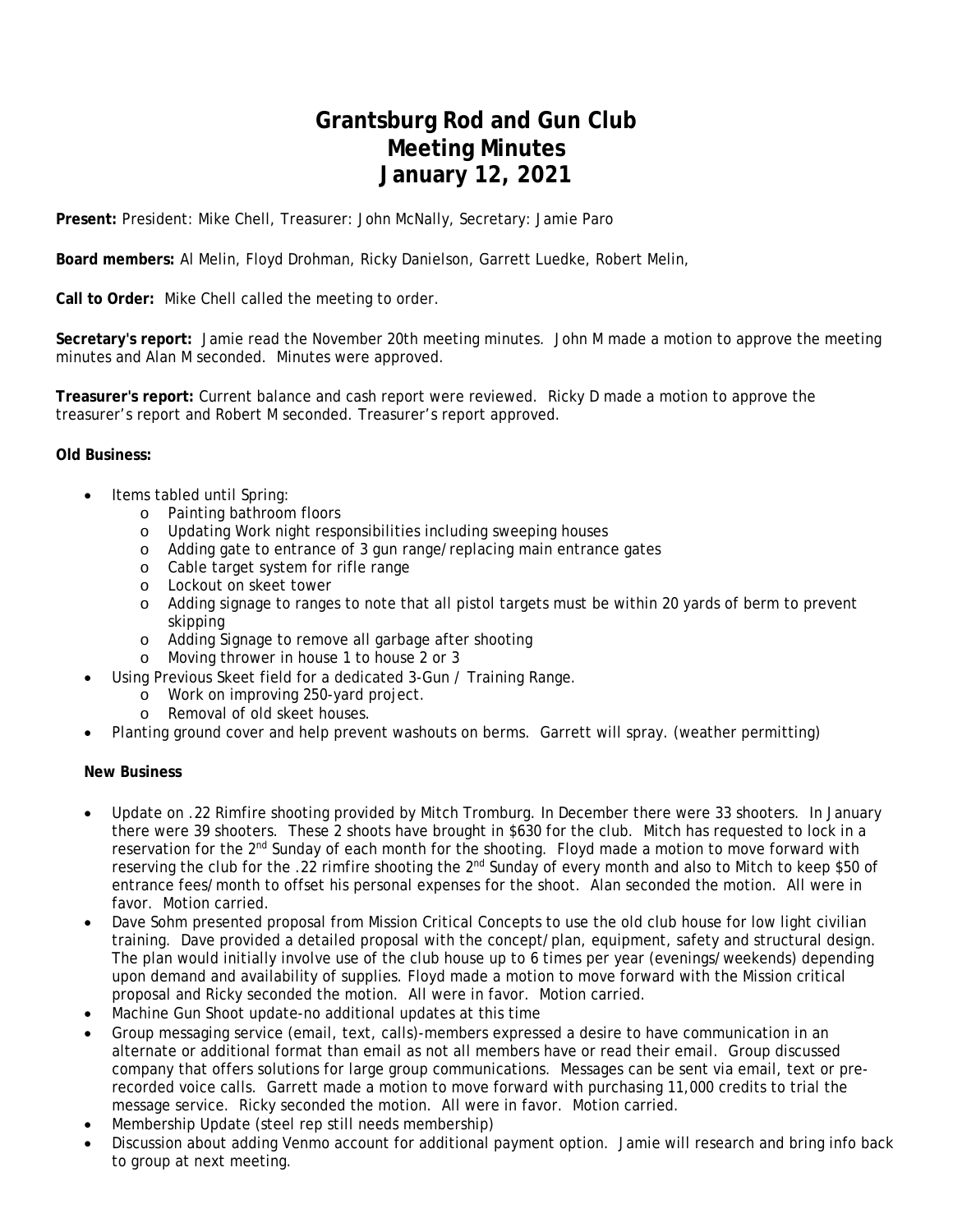# Grantsburg Rod and Gun Club
# Meeting Minutes
# January 12, 2021

**Present:** President: Mike Chell, Treasurer: John McNally, Secretary: Jamie Paro

**Board members:** Al Melin, Floyd Drohman, Ricky Danielson, Garrett Luedke, Robert Melin,

**Call to Order:** Mike Chell called the meeting to order.

**Secretary's report:** Jamie read the November 20th meeting minutes. John M made a motion to approve the meeting minutes and Alan M seconded. Minutes were approved.

**Treasurer's report:** Current balance and cash report were reviewed. Ricky D made a motion to approve the treasurer's report and Robert M seconded. Treasurer's report approved.

**Old Business:**

- Items tabled until Spring:
  - Painting bathroom floors
  - Updating Work night responsibilities including sweeping houses
  - Adding gate to entrance of 3 gun range/replacing main entrance gates
  - Cable target system for rifle range
  - Lockout on skeet tower
  - Adding signage to ranges to note that all pistol targets must be within 20 yards of berm to prevent skipping
  - Adding Signage to remove all garbage after shooting
  - Moving thrower in house 1 to house 2 or 3
- Using Previous Skeet field for a dedicated 3-Gun / Training Range.
  - Work on improving 250-yard project.
  - Removal of old skeet houses.
- Planting ground cover and help prevent washouts on berms. Garrett will spray. (weather permitting)

**New Business**

- Update on .22 Rimfire shooting provided by Mitch Tromburg. In December there were 33 shooters. In January there were 39 shooters. These 2 shoots have brought in $630 for the club. Mitch has requested to lock in a reservation for the 2nd Sunday of each month for the shooting. Floyd made a motion to move forward with reserving the club for the .22 rimfire shooting the 2nd Sunday of every month and also to Mitch to keep $50 of entrance fees/month to offset his personal expenses for the shoot. Alan seconded the motion. All were in favor. Motion carried.
- Dave Sohm presented proposal from Mission Critical Concepts to use the old club house for low light civilian training. Dave provided a detailed proposal with the concept/plan, equipment, safety and structural design. The plan would initially involve use of the club house up to 6 times per year (evenings/weekends) depending upon demand and availability of supplies. Floyd made a motion to move forward with the Mission critical proposal and Ricky seconded the motion. All were in favor. Motion carried.
- Machine Gun Shoot update-no additional updates at this time
- Group messaging service (email, text, calls)-members expressed a desire to have communication in an alternate or additional format than email as not all members have or read their email. Group discussed company that offers solutions for large group communications. Messages can be sent via email, text or pre-recorded voice calls. Garrett made a motion to move forward with purchasing 11,000 credits to trial the message service. Ricky seconded the motion. All were in favor. Motion carried.
- Membership Update (steel rep still needs membership)
- Discussion about adding Venmo account for additional payment option. Jamie will research and bring info back to group at next meeting.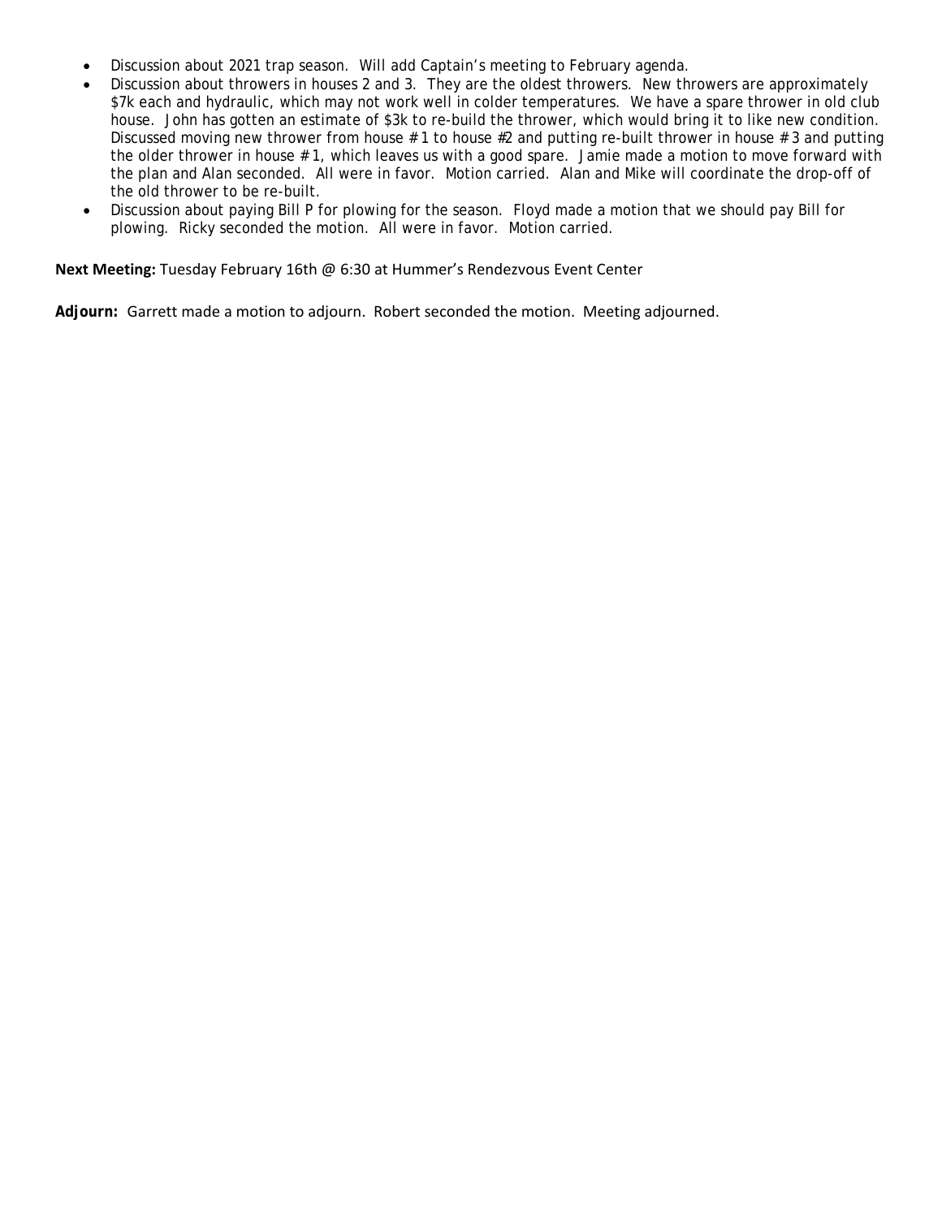- Discussion about 2021 trap season. Will add Captain's meeting to February agenda.
- Discussion about throwers in houses 2 and 3. They are the oldest throwers. New throwers are approximately $7k each and hydraulic, which may not work well in colder temperatures. We have a spare thrower in old club house. John has gotten an estimate of $3k to re-build the thrower, which would bring it to like new condition. Discussed moving new thrower from house # 1 to house #2 and putting re-built thrower in house # 3 and putting the older thrower in house # 1, which leaves us with a good spare. Jamie made a motion to move forward with the plan and Alan seconded. All were in favor. Motion carried. Alan and Mike will coordinate the drop-off of the old thrower to be re-built.
- Discussion about paying Bill P for plowing for the season. Floyd made a motion that we should pay Bill for plowing. Ricky seconded the motion. All were in favor. Motion carried.

**Next Meeting:** Tuesday February 16th @ 6:30 at Hummer's Rendezvous Event Center

**Adjourn:** Garrett made a motion to adjourn. Robert seconded the motion. Meeting adjourned.